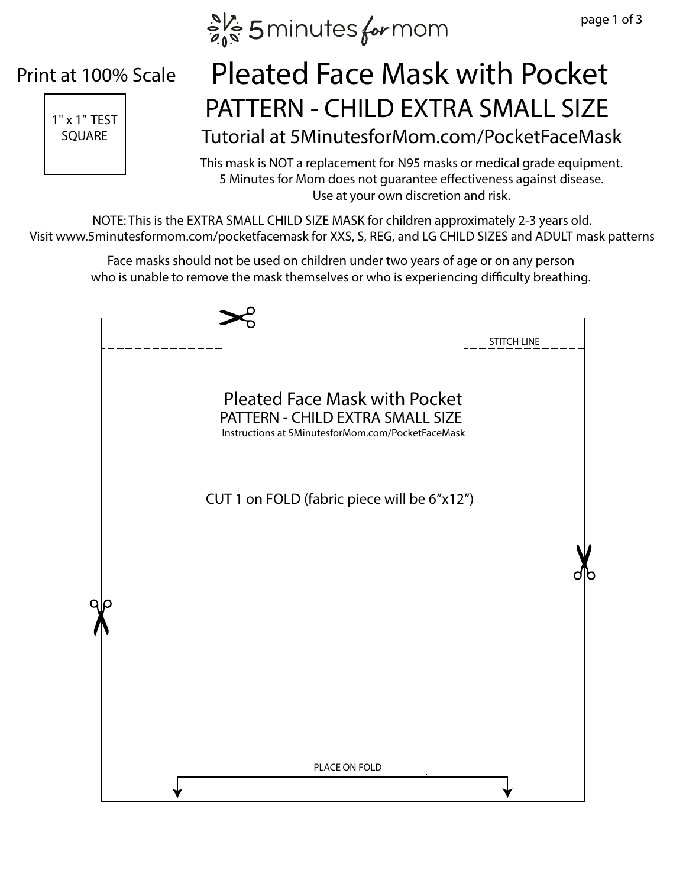5 minutes for mom

Print at 100% Scale

1" x 1” TEST SQUARE

# Pleated Face Mask with Pocket

## PATTERN - CHILD EXTRA SMALL SIZE

### Tutorial at 5MinutesforMom.com/PocketFaceMask

This mask is NOT a replacement for N95 masks or medical grade equipment.
5 Minutes for Mom does not guarantee effectiveness against disease.
Use at your own discretion and risk.

NOTE: This is the EXTRA SMALL CHILD SIZE MASK for children approximately 2-3 years old.
Visit www.5minutesformom.com/pocketfacemask for XXS, S, REG, and LG CHILD SIZES and ADULT mask patterns

Face masks should not be used on children under two years of age or on any person who is unable to remove the mask themselves or who is experiencing difficulty breathing.

STITCH LINE

Pleated Face Mask with Pocket
PATTERN - CHILD EXTRA SMALL SIZE
Instructions at 5MinutesforMom.com/PocketFaceMask

CUT 1 on FOLD (fabric piece will be 6”x12”)

PLACE ON FOLD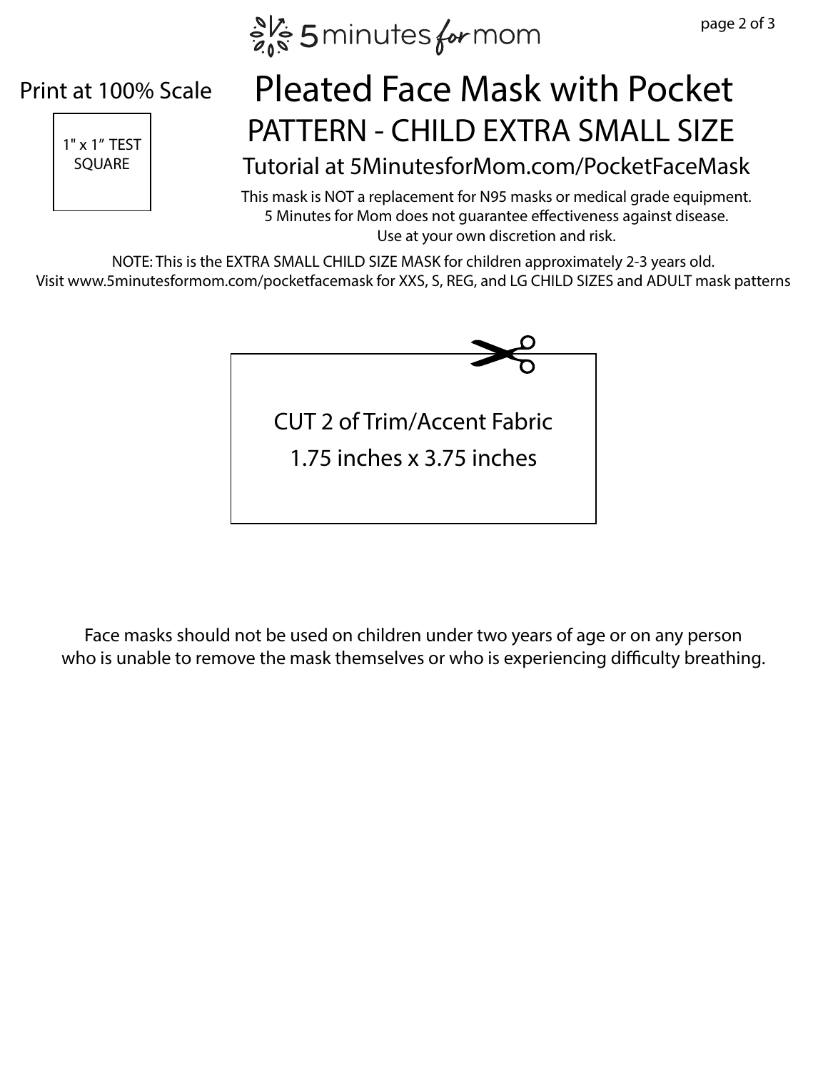5 minutes for mom

Print at 100% Scale

1" x 1" TEST SQUARE

# Pleated Face Mask with Pocket

## PATTERN - CHILD EXTRA SMALL SIZE

### Tutorial at 5MinutesforMom.com/PocketFaceMask

This mask is NOT a replacement for N95 masks or medical grade equipment.
5 Minutes for Mom does not guarantee effectiveness against disease.
Use at your own discretion and risk.

NOTE: This is the EXTRA SMALL CHILD SIZE MASK for children approximately 2-3 years old.
Visit www.5minutesformom.com/pocketfacemask for XXS, S, REG, and LG CHILD SIZES and ADULT mask patterns

CUT 2 of Trim/Accent Fabric
1.75 inches x 3.75 inches

Face masks should not be used on children under two years of age or on any person who is unable to remove the mask themselves or who is experiencing difficulty breathing.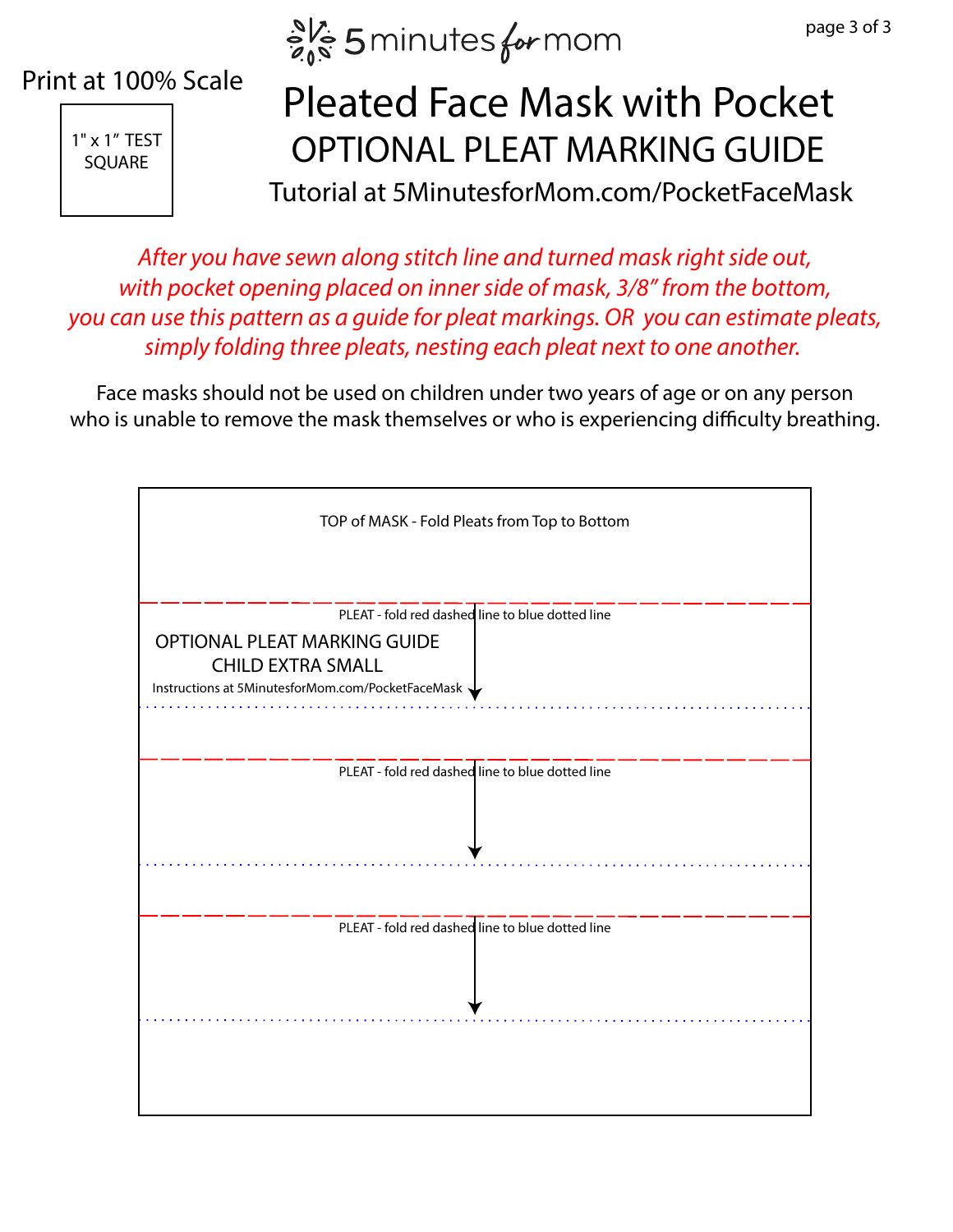5minutes for mom

Print at 100% Scale

1" x 1" TEST SQUARE

# Pleated Face Mask with Pocket

## OPTIONAL PLEAT MARKING GUIDE

Tutorial at 5MinutesforMom.com/PocketFaceMask

*After you have sewn along stitch line and turned mask right side out, with pocket opening placed on inner side of mask, 3/8" from the bottom, you can use this pattern as a guide for pleat markings. OR you can estimate pleats, simply folding three pleats, nesting each pleat next to one another.*

Face masks should not be used on children under two years of age or on any person who is unable to remove the mask themselves or who is experiencing difficulty breathing.

TOP of MASK - Fold Pleats from Top to Bottom

PLEAT - fold red dashed line to blue dotted line

OPTIONAL PLEAT MARKING GUIDE
CHILD EXTRA SMALL

Instructions at 5MinutesforMom.com/PocketFaceMask

PLEAT - fold red dashed line to blue dotted line

PLEAT - fold red dashed line to blue dotted line